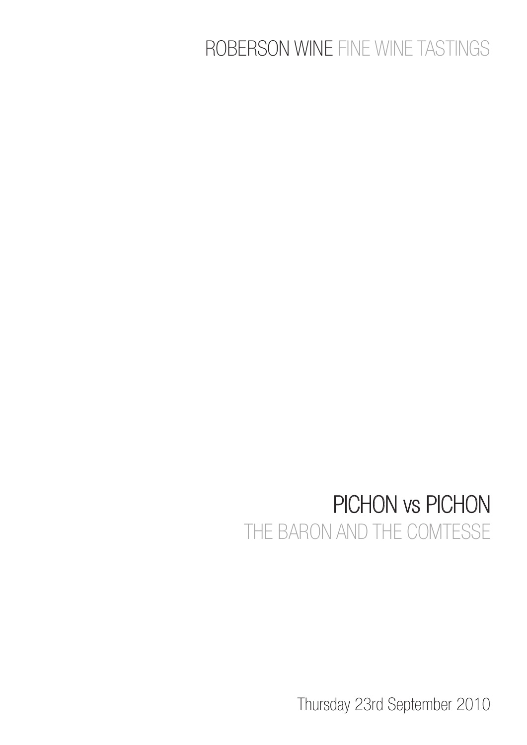ROBERSON WINE FINE WINE TASTINGS

# PICHON vs PICHON

## THE BARON AND THE COMTESSE

Thursday 23rd September 2010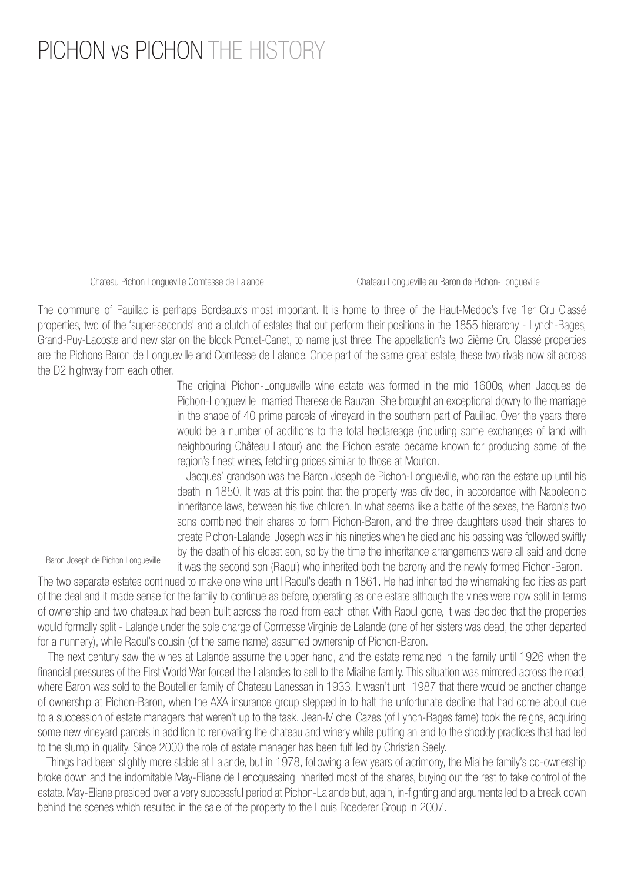# PICHON vs PICHON THE HISTORY

Chateau Pichon Longueville Comtesse de Lalande

Chateau Longueville au Baron de Pichon-Longueville

The commune of Pauillac is perhaps Bordeaux's most important. It is home to three of the Haut-Medoc's five 1er Cru Classé properties, two of the 'super-seconds' and a clutch of estates that out perform their positions in the 1855 hierarchy - Lynch-Bages, Grand-Puy-Lacoste and new star on the block Pontet-Canet, to name just three. The appellation's two 2ième Cru Classé properties are the Pichons Baron de Longueville and Comtesse de Lalande. Once part of the same great estate, these two rivals now sit across the D2 highway from each other.

The original Pichon-Longueville wine estate was formed in the mid 1600s, when Jacques de Pichon-Longueville married Therese de Rauzan. She brought an exceptional dowry to the marriage in the shape of 40 prime parcels of vineyard in the southern part of Pauillac. Over the years there would be a number of additions to the total hectareage (including some exchanges of land with neighbouring Château Latour) and the Pichon estate became known for producing some of the region's finest wines, fetching prices similar to those at Mouton.

Jacques' grandson was the Baron Joseph de Pichon-Longueville, who ran the estate up until his death in 1850. It was at this point that the property was divided, in accordance with Napoleonic inheritance laws, between his five children. In what seems like a battle of the sexes, the Baron's two sons combined their shares to form Pichon-Baron, and the three daughters used their shares to create Pichon-Lalande. Joseph was in his nineties when he died and his passing was followed swiftly by the death of his eldest son, so by the time the inheritance arrangements were all said and done it was the second son (Raoul) who inherited both the barony and the newly formed Pichon-Baron.

Baron Joseph de Pichon Longueville

The two separate estates continued to make one wine until Raoul's death in 1861. He had inherited the winemaking facilities as part of the deal and it made sense for the family to continue as before, operating as one estate although the vines were now split in terms of ownership and two chateaux had been built across the road from each other. With Raoul gone, it was decided that the properties would formally split - Lalande under the sole charge of Comtesse Virginie de Lalande (one of her sisters was dead, the other departed for a nunnery), while Raoul's cousin (of the same name) assumed ownership of Pichon-Baron.

The next century saw the wines at Lalande assume the upper hand, and the estate remained in the family until 1926 when the financial pressures of the First World War forced the Lalandes to sell to the Miailhe family. This situation was mirrored across the road, where Baron was sold to the Boutellier family of Chateau Lanessan in 1933. It wasn't until 1987 that there would be another change of ownership at Pichon-Baron, when the AXA insurance group stepped in to halt the unfortunate decline that had come about due to a succession of estate managers that weren't up to the task. Jean-Michel Cazes (of Lynch-Bages fame) took the reigns, acquiring some new vineyard parcels in addition to renovating the chateau and winery while putting an end to the shoddy practices that had led to the slump in quality. Since 2000 the role of estate manager has been fulfilled by Christian Seely.

Things had been slightly more stable at Lalande, but in 1978, following a few years of acrimony, the Miailhe family's co-ownership broke down and the indomitable May-Eliane de Lencquesaing inherited most of the shares, buying out the rest to take control of the estate. May-Eliane presided over a very successful period at Pichon-Lalande but, again, in-fighting and arguments led to a break down behind the scenes which resulted in the sale of the property to the Louis Roederer Group in 2007.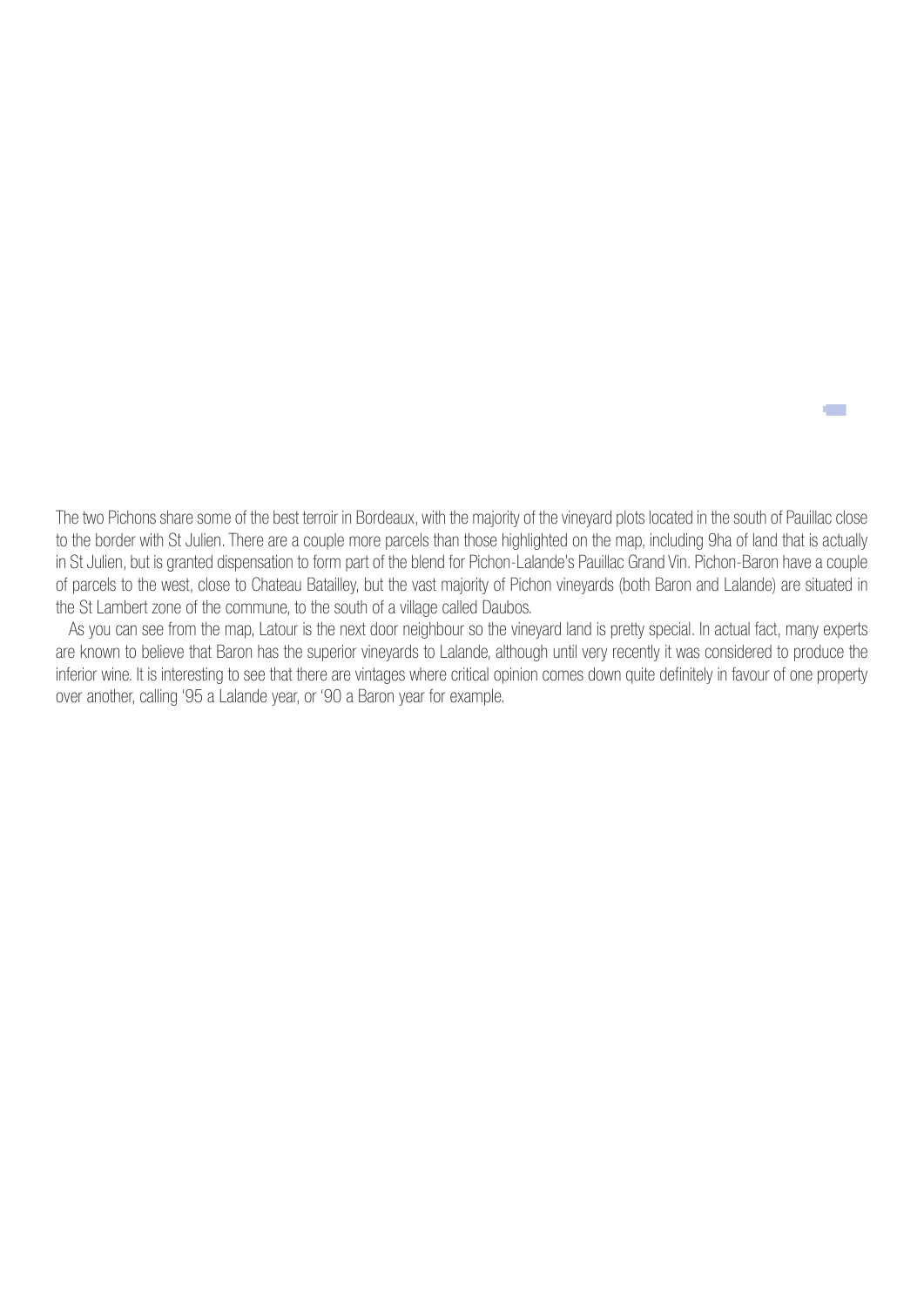The two Pichons share some of the best terroir in Bordeaux, with the majority of the vineyard plots located in the south of Pauillac close to the border with St Julien. There are a couple more parcels than those highlighted on the map, including 9ha of land that is actually in St Julien, but is granted dispensation to form part of the blend for Pichon-Lalande's Pauillac Grand Vin. Pichon-Baron have a couple of parcels to the west, close to Chateau Batailley, but the vast majority of Pichon vineyards (both Baron and Lalande) are situated in the St Lambert zone of the commune, to the south of a village called Daubos.

As you can see from the map, Latour is the next door neighbour so the vineyard land is pretty special. In actual fact, many experts are known to believe that Baron has the superior vineyards to Lalande, although until very recently it was considered to produce the inferior wine. It is interesting to see that there are vintages where critical opinion comes down quite definitely in favour of one property over another, calling '95 a Lalande year, or '90 a Baron year for example.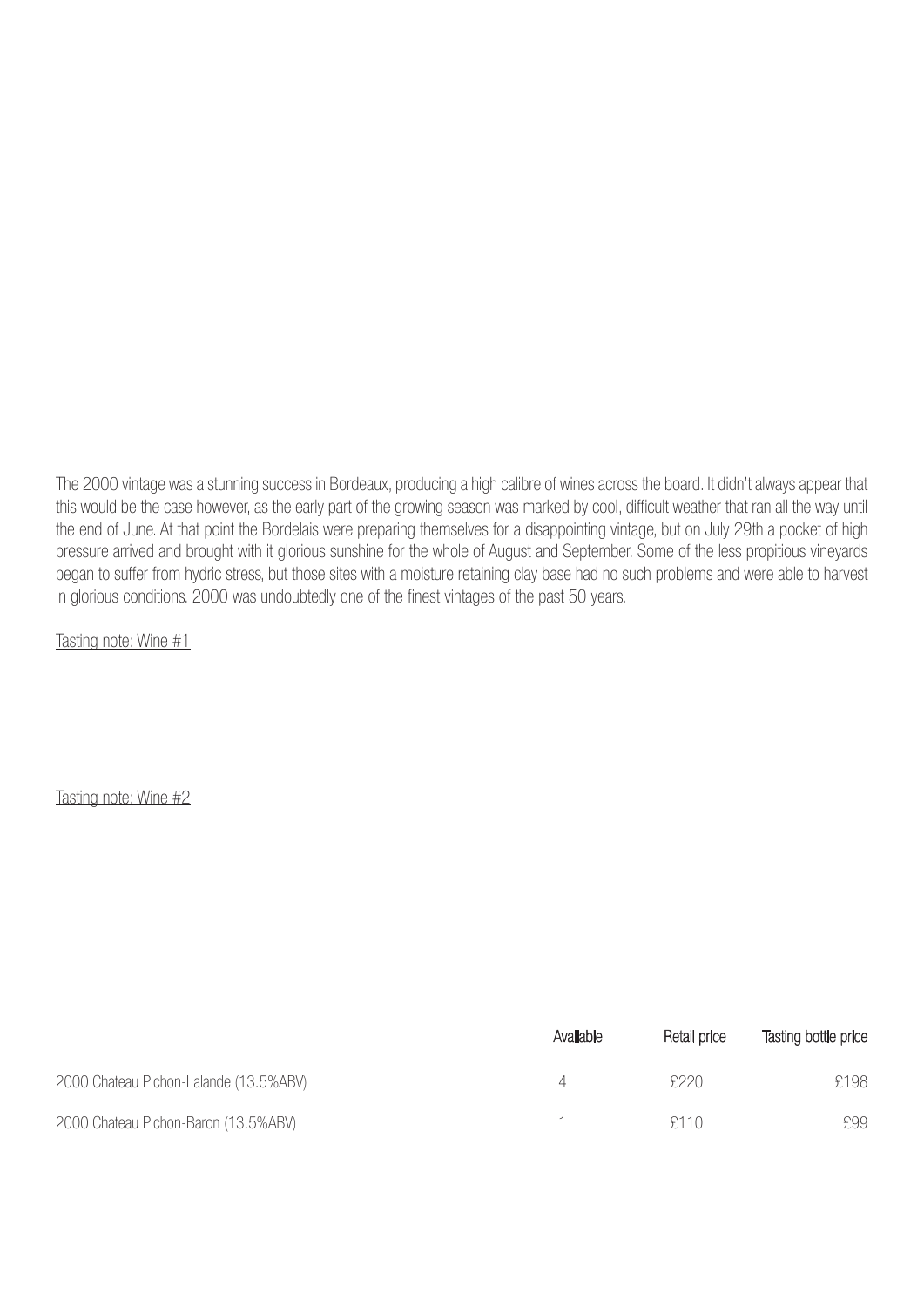The 2000 vintage was a stunning success in Bordeaux, producing a high calibre of wines across the board. It didn't always appear that this would be the case however, as the early part of the growing season was marked by cool, difficult weather that ran all the way until the end of June. At that point the Bordelais were preparing themselves for a disappointing vintage, but on July 29th a pocket of high pressure arrived and brought with it glorious sunshine for the whole of August and September. Some of the less propitious vineyards began to suffer from hydric stress, but those sites with a moisture retaining clay base had no such problems and were able to harvest in glorious conditions. 2000 was undoubtedly one of the finest vintages of the past 50 years.

Tasting note: Wine #1

Tasting note: Wine #2

| | Available | Retail price | Tasting bottle price |
|---|---|---|---|
| 2000 Chateau Pichon-Lalande (13.5%ABV) | 4 | £220 | £198 |
| 2000 Chateau Pichon-Baron (13.5%ABV) | 1 | £110 | £99 |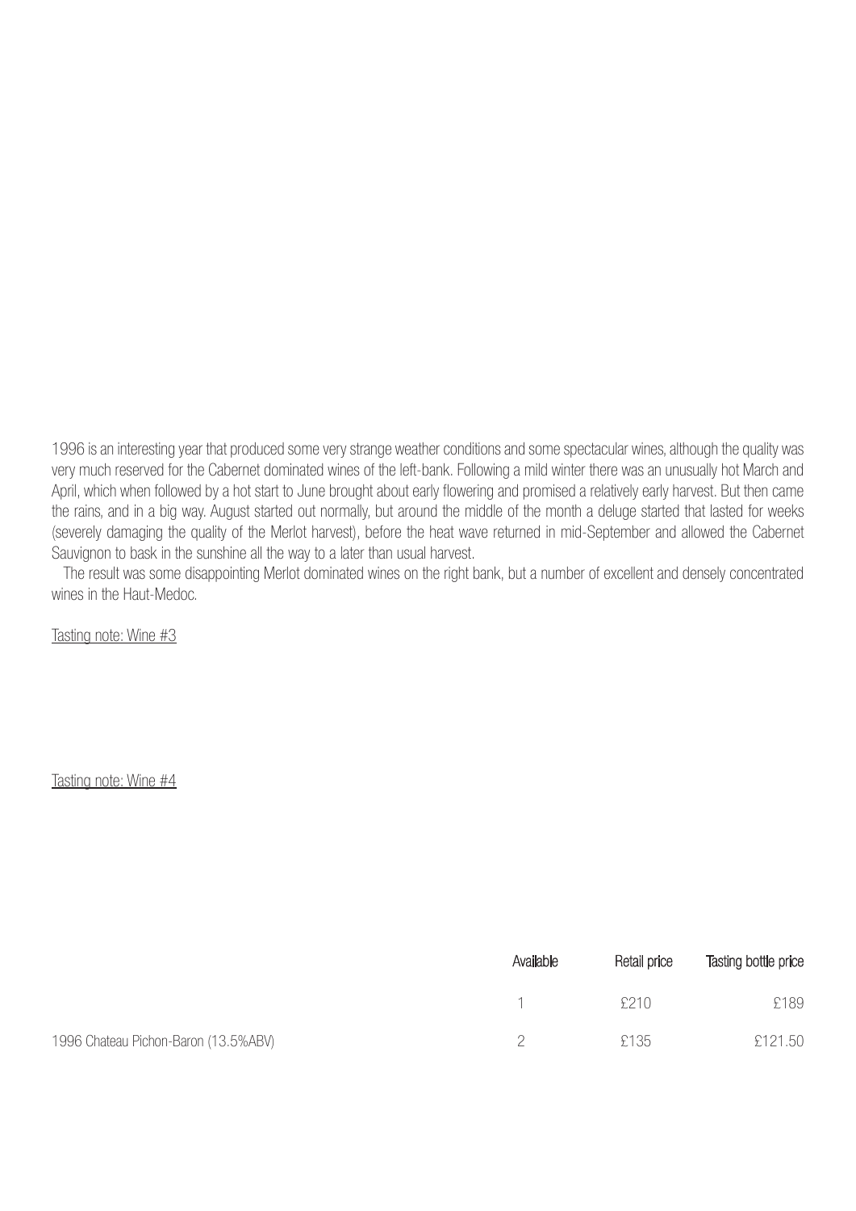1996 is an interesting year that produced some very strange weather conditions and some spectacular wines, although the quality was very much reserved for the Cabernet dominated wines of the left-bank. Following a mild winter there was an unusually hot March and April, which when followed by a hot start to June brought about early flowering and promised a relatively early harvest. But then came the rains, and in a big way. August started out normally, but around the middle of the month a deluge started that lasted for weeks (severely damaging the quality of the Merlot harvest), before the heat wave returned in mid-September and allowed the Cabernet Sauvignon to bask in the sunshine all the way to a later than usual harvest.

The result was some disappointing Merlot dominated wines on the right bank, but a number of excellent and densely concentrated wines in the Haut-Medoc.

Tasting note: Wine #3

Tasting note: Wine #4

| | Available | Retail price | Tasting bottle price |
|---|---|---|---|
| | 1 | £210 | £189 |
| 1996 Chateau Pichon-Baron (13.5%ABV) | 2 | £135 | £121.50 |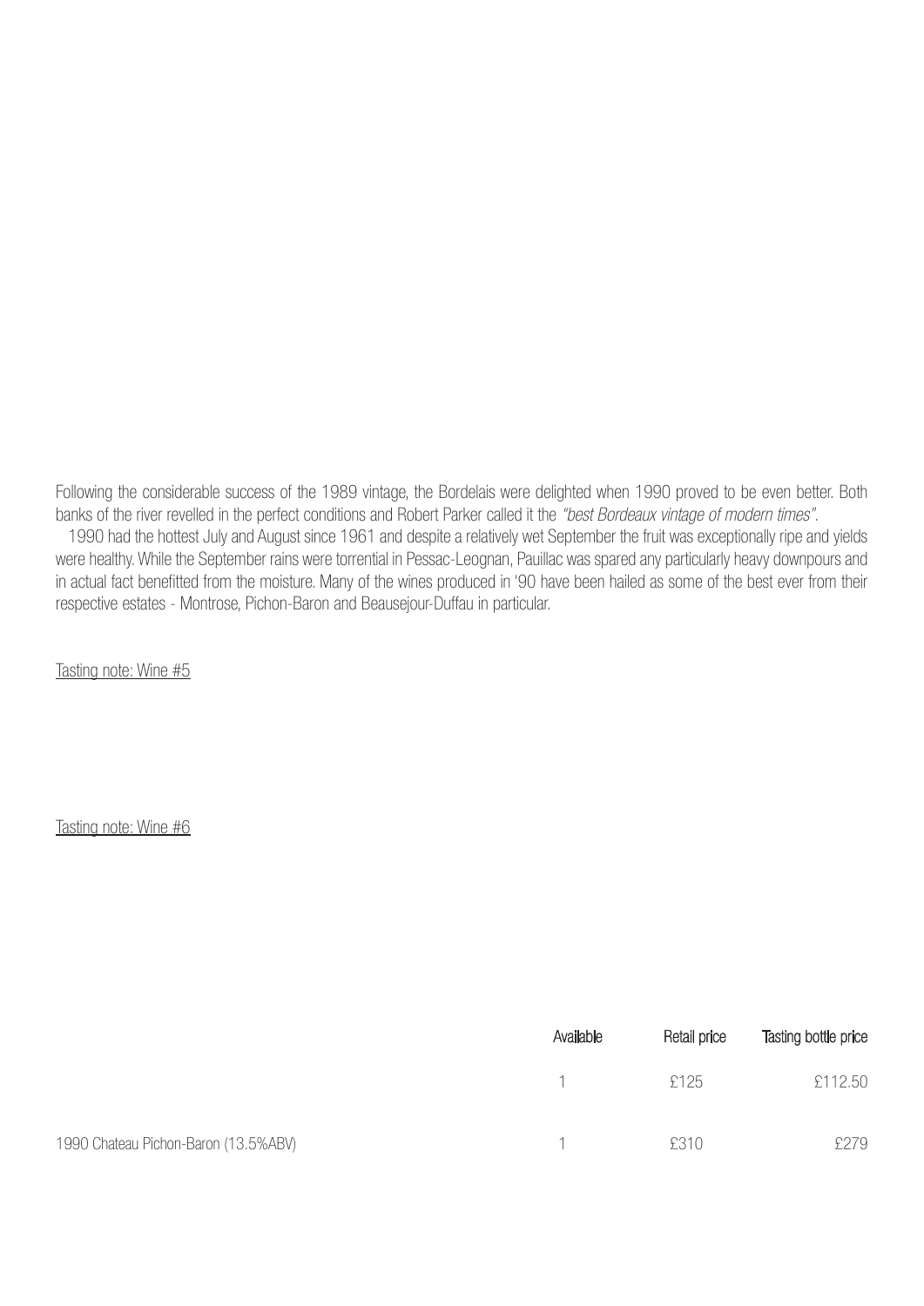Following the considerable success of the 1989 vintage, the Bordelais were delighted when 1990 proved to be even better. Both banks of the river revelled in the perfect conditions and Robert Parker called it the *"best Bordeaux vintage of modern times"*.

1990 had the hottest July and August since 1961 and despite a relatively wet September the fruit was exceptionally ripe and yields were healthy. While the September rains were torrential in Pessac-Leognan, Pauillac was spared any particularly heavy downpours and in actual fact benefitted from the moisture. Many of the wines produced in '90 have been hailed as some of the best ever from their respective estates - Montrose, Pichon-Baron and Beausejour-Duffau in particular.

Tasting note: Wine #5

Tasting note: Wine #6

| | Available | Retail price | Tasting bottle price |
|---|---|---|---|
| | 1 | £125 | £112.50 |
| 1990 Chateau Pichon-Baron (13.5%ABV) | 1 | £310 | £279 |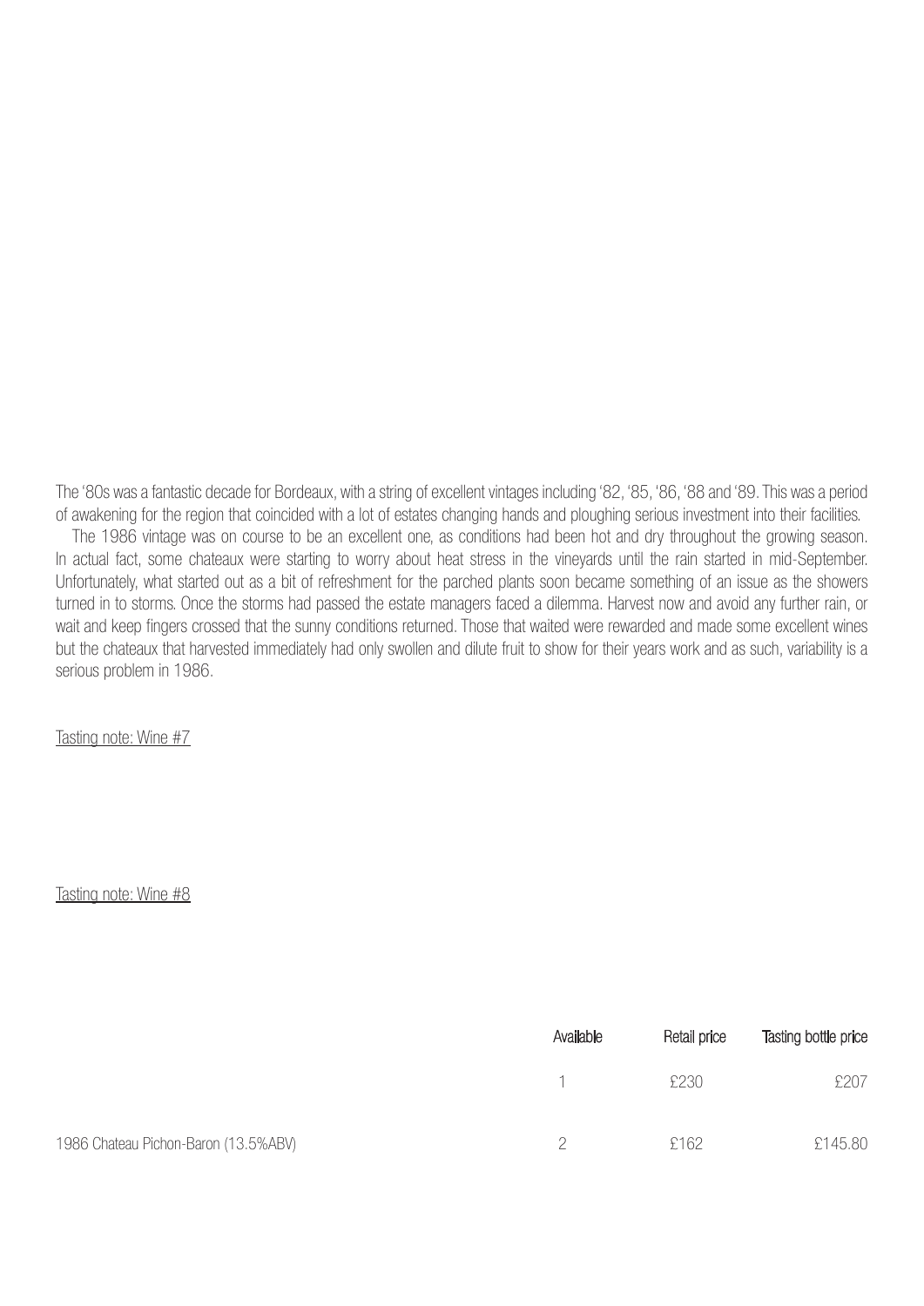The '80s was a fantastic decade for Bordeaux, with a string of excellent vintages including '82, '85, '86, '88 and '89. This was a period of awakening for the region that coincided with a lot of estates changing hands and ploughing serious investment into their facilities.

The 1986 vintage was on course to be an excellent one, as conditions had been hot and dry throughout the growing season. In actual fact, some chateaux were starting to worry about heat stress in the vineyards until the rain started in mid-September. Unfortunately, what started out as a bit of refreshment for the parched plants soon became something of an issue as the showers turned in to storms. Once the storms had passed the estate managers faced a dilemma. Harvest now and avoid any further rain, or wait and keep fingers crossed that the sunny conditions returned. Those that waited were rewarded and made some excellent wines but the chateaux that harvested immediately had only swollen and dilute fruit to show for their years work and as such, variability is a serious problem in 1986.

Tasting note: Wine #7

Tasting note: Wine #8

| | Available | Retail price | Tasting bottle price |
|---|---|---|---|
| | 1 | £230 | £207 |
| 1986 Chateau Pichon-Baron (13.5%ABV) | 2 | £162 | £145.80 |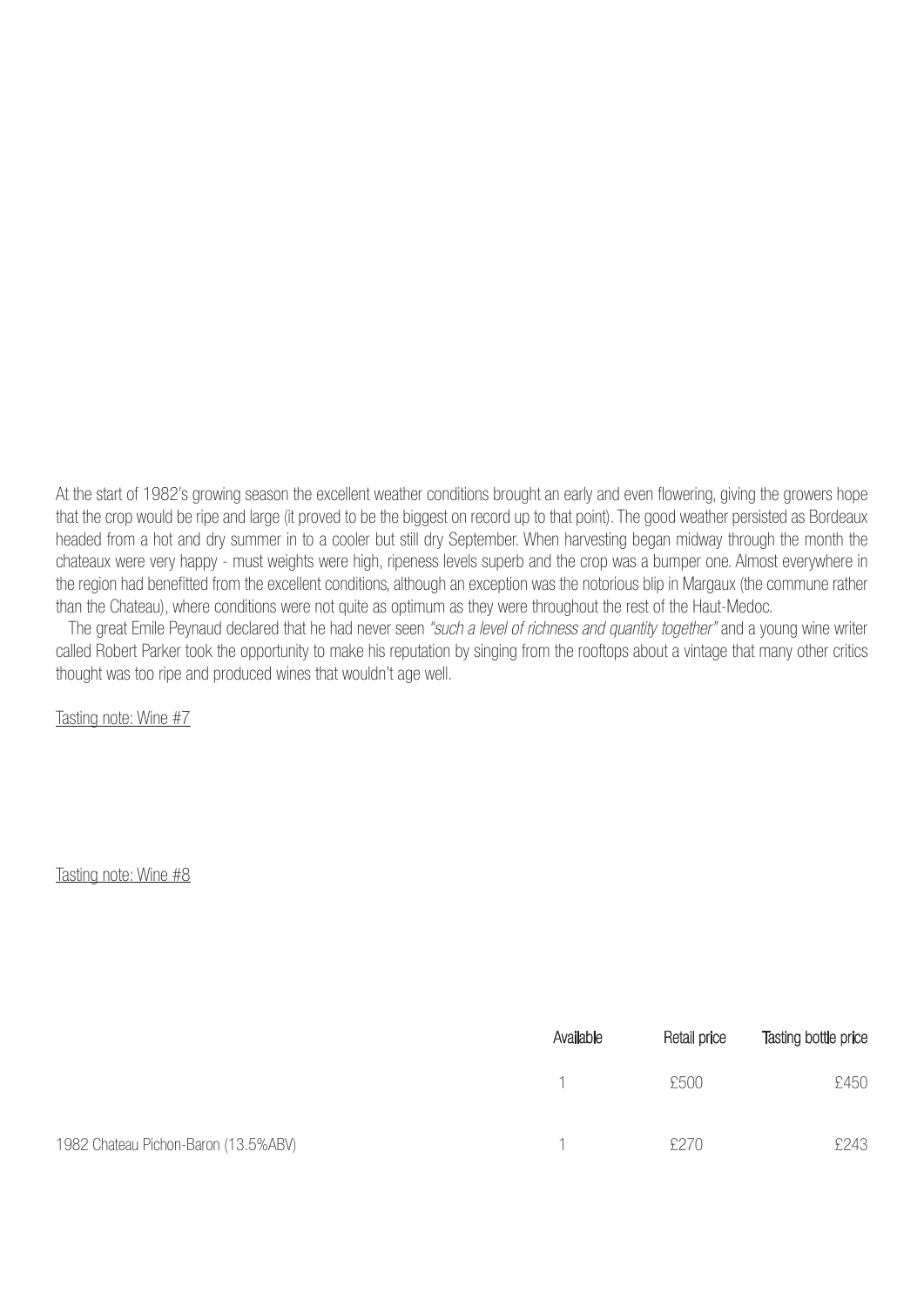At the start of 1982's growing season the excellent weather conditions brought an early and even flowering, giving the growers hope that the crop would be ripe and large (it proved to be the biggest on record up to that point). The good weather persisted as Bordeaux headed from a hot and dry summer in to a cooler but still dry September. When harvesting began midway through the month the chateaux were very happy - must weights were high, ripeness levels superb and the crop was a bumper one. Almost everywhere in the region had benefitted from the excellent conditions, although an exception was the notorious blip in Margaux (the commune rather than the Chateau), where conditions were not quite as optimum as they were throughout the rest of the Haut-Medoc.

The great Emile Peynaud declared that he had never seen *"such a level of richness and quantity together"* and a young wine writer called Robert Parker took the opportunity to make his reputation by singing from the rooftops about a vintage that many other critics thought was too ripe and produced wines that wouldn't age well.

Tasting note: Wine #7

Tasting note: Wine #8

| | Available | Retail price | Tasting bottle price |
|---|---|---|---|
| | 1 | £500 | £450 |
| 1982 Chateau Pichon-Baron (13.5%ABV) | 1 | £270 | £243 |